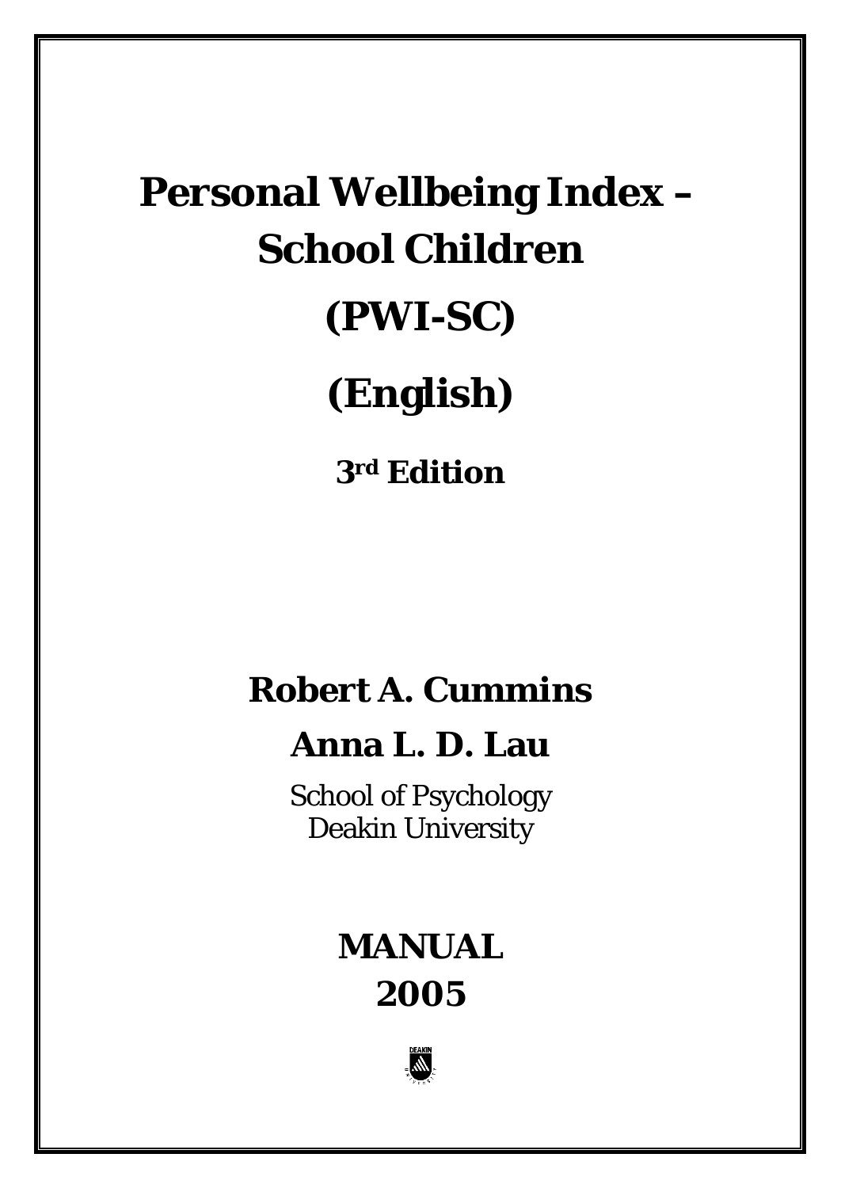# Personal Wellbeing Index – School Children

# (PWI-SC)

# (English)

**3rd Edition**

**Robert A. Cummins**

**Anna L. D. Lau**

School of Psychology
Deakin University

**MANUAL**
**2005**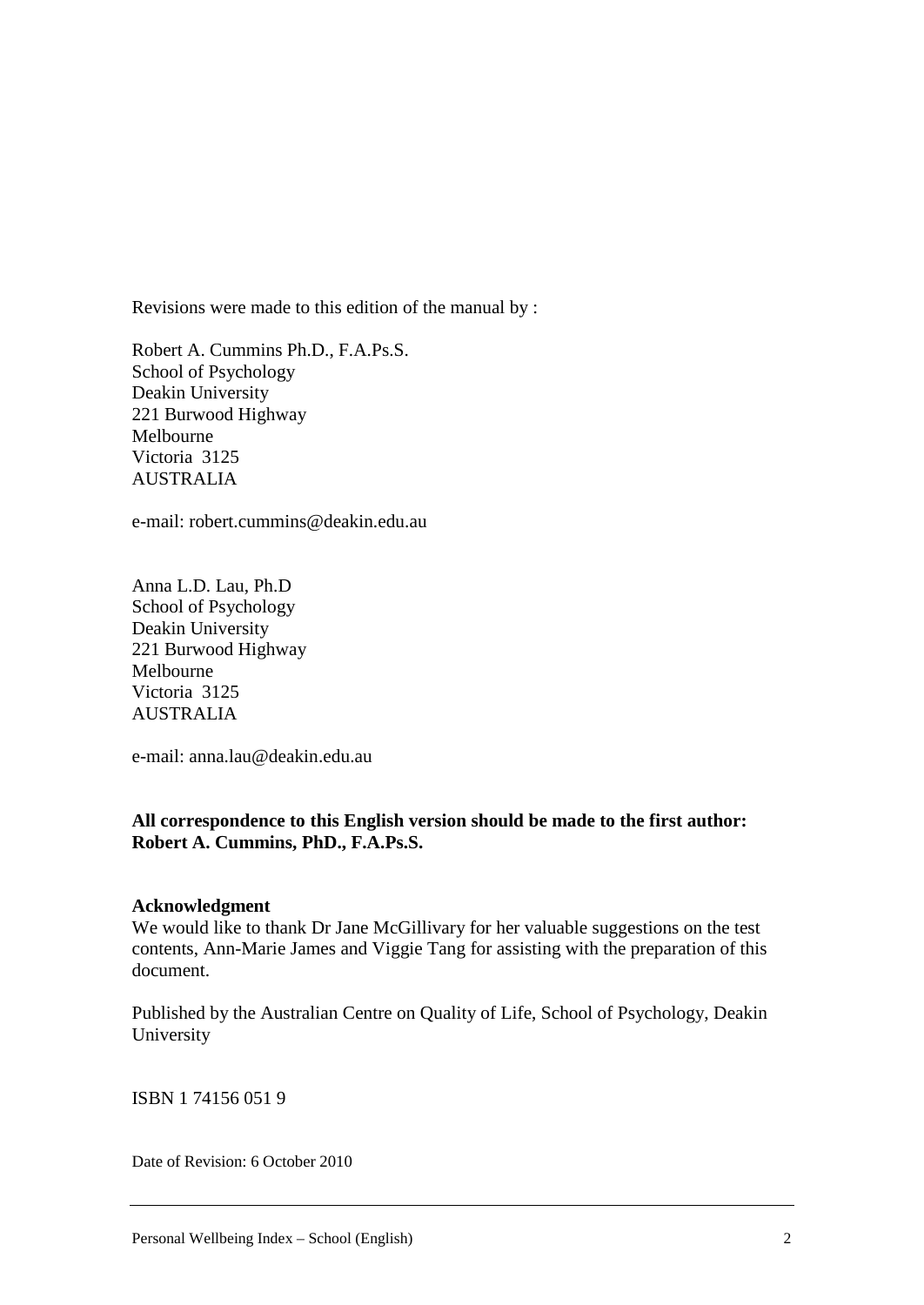Revisions were made to this edition of the manual by :

Robert A. Cummins Ph.D., F.A.Ps.S.
School of Psychology
Deakin University
221 Burwood Highway
Melbourne
Victoria 3125
AUSTRALIA

e-mail: robert.cummins@deakin.edu.au

Anna L.D. Lau, Ph.D
School of Psychology
Deakin University
221 Burwood Highway
Melbourne
Victoria 3125
AUSTRALIA

e-mail: anna.lau@deakin.edu.au

**All correspondence to this English version should be made to the first author: Robert A. Cummins, PhD., F.A.Ps.S.**

**Acknowledgment**
We would like to thank Dr Jane McGillivary for her valuable suggestions on the test contents, Ann-Marie James and Viggie Tang for assisting with the preparation of this document.

Published by the Australian Centre on Quality of Life, School of Psychology, Deakin University

ISBN 1 74156 051 9

Date of Revision: 6 October 2010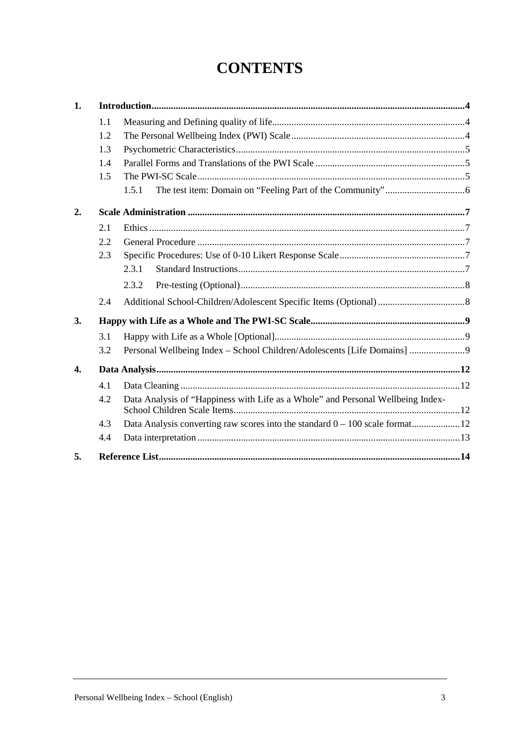# CONTENTS

**1. Introduction** ... 4

- 1.1 Measuring and Defining quality of life ... 4
- 1.2 The Personal Wellbeing Index (PWI) Scale ... 4
- 1.3 Psychometric Characteristics ... 5
- 1.4 Parallel Forms and Translations of the PWI Scale ... 5
- 1.5 The PWI-SC Scale ... 5
  - 1.5.1 The test item: Domain on "Feeling Part of the Community" ... 6

**2. Scale Administration** ... 7

- 2.1 Ethics ... 7
- 2.2 General Procedure ... 7
- 2.3 Specific Procedures: Use of 0-10 Likert Response Scale ... 7
  - 2.3.1 Standard Instructions ... 7
  - 2.3.2 Pre-testing (Optional) ... 8
- 2.4 Additional School-Children/Adolescent Specific Items (Optional) ... 8

**3. Happy with Life as a Whole and The PWI-SC Scale** ... 9

- 3.1 Happy with Life as a Whole [Optional] ... 9
- 3.2 Personal Wellbeing Index – School Children/Adolescents [Life Domains] ... 9

**4. Data Analysis** ... 12

- 4.1 Data Cleaning ... 12
- 4.2 Data Analysis of "Happiness with Life as a Whole" and Personal Wellbeing Index-School Children Scale Items ... 12
- 4.3 Data Analysis converting raw scores into the standard 0 – 100 scale format ... 12
- 4.4 Data interpretation ... 13

**5. Reference List** ... 14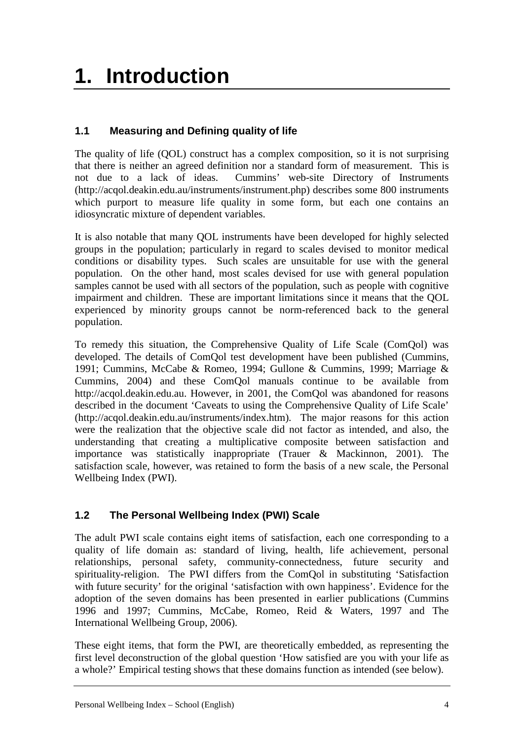# 1. Introduction

## 1.1 Measuring and Defining quality of life

The quality of life (QOL) construct has a complex composition, so it is not surprising that there is neither an agreed definition nor a standard form of measurement. This is not due to a lack of ideas. Cummins' web-site Directory of Instruments (http://acqol.deakin.edu.au/instruments/instrument.php) describes some 800 instruments which purport to measure life quality in some form, but each one contains an idiosyncratic mixture of dependent variables.

It is also notable that many QOL instruments have been developed for highly selected groups in the population; particularly in regard to scales devised to monitor medical conditions or disability types. Such scales are unsuitable for use with the general population. On the other hand, most scales devised for use with general population samples cannot be used with all sectors of the population, such as people with cognitive impairment and children. These are important limitations since it means that the QOL experienced by minority groups cannot be norm-referenced back to the general population.

To remedy this situation, the Comprehensive Quality of Life Scale (ComQol) was developed. The details of ComQol test development have been published (Cummins, 1991; Cummins, McCabe & Romeo, 1994; Gullone & Cummins, 1999; Marriage & Cummins, 2004) and these ComQol manuals continue to be available from http://acqol.deakin.edu.au. However, in 2001, the ComQol was abandoned for reasons described in the document 'Caveats to using the Comprehensive Quality of Life Scale' (http://acqol.deakin.edu.au/instruments/index.htm). The major reasons for this action were the realization that the objective scale did not factor as intended, and also, the understanding that creating a multiplicative composite between satisfaction and importance was statistically inappropriate (Trauer & Mackinnon, 2001). The satisfaction scale, however, was retained to form the basis of a new scale, the Personal Wellbeing Index (PWI).

## 1.2 The Personal Wellbeing Index (PWI) Scale

The adult PWI scale contains eight items of satisfaction, each one corresponding to a quality of life domain as: standard of living, health, life achievement, personal relationships, personal safety, community-connectedness, future security and spirituality-religion. The PWI differs from the ComQol in substituting 'Satisfaction with future security' for the original 'satisfaction with own happiness'. Evidence for the adoption of the seven domains has been presented in earlier publications (Cummins 1996 and 1997; Cummins, McCabe, Romeo, Reid & Waters, 1997 and The International Wellbeing Group, 2006).

These eight items, that form the PWI, are theoretically embedded, as representing the first level deconstruction of the global question 'How satisfied are you with your life as a whole?' Empirical testing shows that these domains function as intended (see below).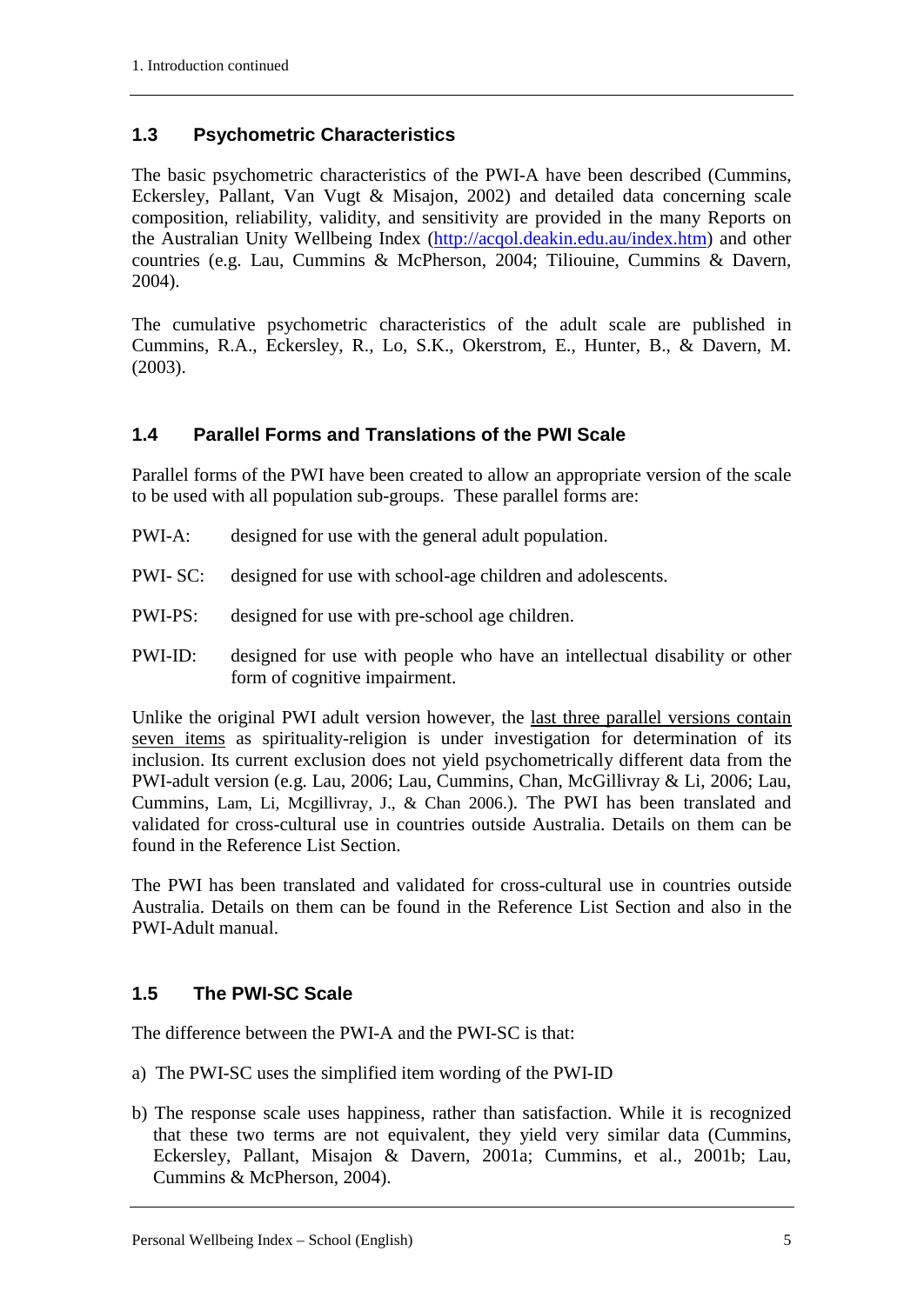## 1.3 Psychometric Characteristics

The basic psychometric characteristics of the PWI-A have been described (Cummins, Eckersley, Pallant, Van Vugt & Misajon, 2002) and detailed data concerning scale composition, reliability, validity, and sensitivity are provided in the many Reports on the Australian Unity Wellbeing Index (http://acqol.deakin.edu.au/index.htm) and other countries (e.g. Lau, Cummins & McPherson, 2004; Tiliouine, Cummins & Davern, 2004).

The cumulative psychometric characteristics of the adult scale are published in Cummins, R.A., Eckersley, R., Lo, S.K., Okerstrom, E., Hunter, B., & Davern, M. (2003).

## 1.4 Parallel Forms and Translations of the PWI Scale

Parallel forms of the PWI have been created to allow an appropriate version of the scale to be used with all population sub-groups. These parallel forms are:

PWI-A: designed for use with the general adult population.

PWI- SC: designed for use with school-age children and adolescents.

PWI-PS: designed for use with pre-school age children.

PWI-ID: designed for use with people who have an intellectual disability or other form of cognitive impairment.

Unlike the original PWI adult version however, the last three parallel versions contain seven items as spirituality-religion is under investigation for determination of its inclusion. Its current exclusion does not yield psychometrically different data from the PWI-adult version (e.g. Lau, 2006; Lau, Cummins, Chan, McGillivray & Li, 2006; Lau, Cummins, Lam, Li, Mcgillivray, J., & Chan 2006.). The PWI has been translated and validated for cross-cultural use in countries outside Australia. Details on them can be found in the Reference List Section.

The PWI has been translated and validated for cross-cultural use in countries outside Australia. Details on them can be found in the Reference List Section and also in the PWI-Adult manual.

## 1.5 The PWI-SC Scale

The difference between the PWI-A and the PWI-SC is that:

a) The PWI-SC uses the simplified item wording of the PWI-ID

b) The response scale uses happiness, rather than satisfaction. While it is recognized that these two terms are not equivalent, they yield very similar data (Cummins, Eckersley, Pallant, Misajon & Davern, 2001a; Cummins, et al., 2001b; Lau, Cummins & McPherson, 2004).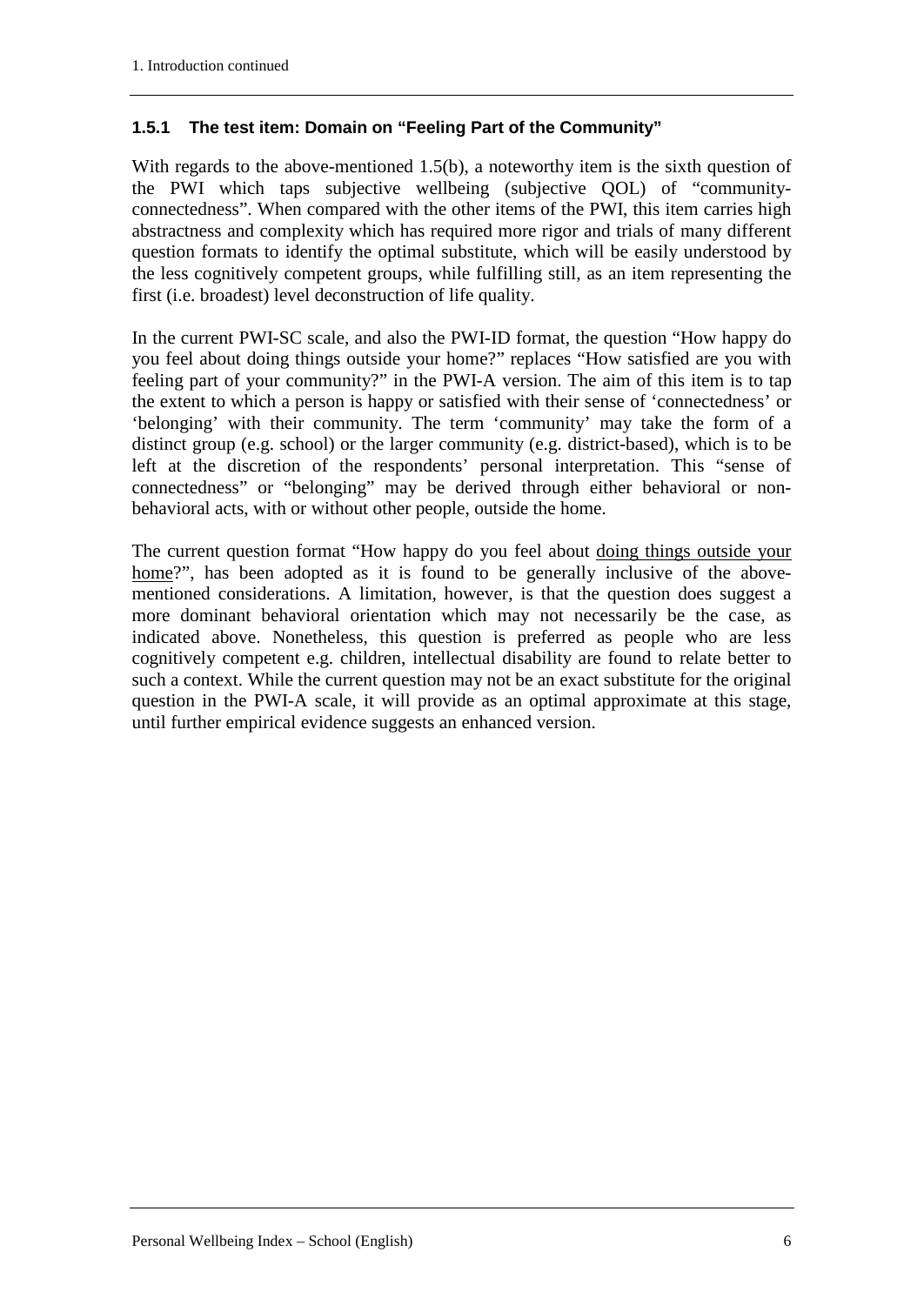### 1.5.1 The test item: Domain on "Feeling Part of the Community"

With regards to the above-mentioned 1.5(b), a noteworthy item is the sixth question of the PWI which taps subjective wellbeing (subjective QOL) of "community-connectedness". When compared with the other items of the PWI, this item carries high abstractness and complexity which has required more rigor and trials of many different question formats to identify the optimal substitute, which will be easily understood by the less cognitively competent groups, while fulfilling still, as an item representing the first (i.e. broadest) level deconstruction of life quality.

In the current PWI-SC scale, and also the PWI-ID format, the question "How happy do you feel about doing things outside your home?" replaces "How satisfied are you with feeling part of your community?" in the PWI-A version. The aim of this item is to tap the extent to which a person is happy or satisfied with their sense of 'connectedness' or 'belonging' with their community. The term 'community' may take the form of a distinct group (e.g. school) or the larger community (e.g. district-based), which is to be left at the discretion of the respondents' personal interpretation. This "sense of connectedness" or "belonging" may be derived through either behavioral or non-behavioral acts, with or without other people, outside the home.

The current question format "How happy do you feel about <u>doing things outside your home</u>?", has been adopted as it is found to be generally inclusive of the above-mentioned considerations. A limitation, however, is that the question does suggest a more dominant behavioral orientation which may not necessarily be the case, as indicated above. Nonetheless, this question is preferred as people who are less cognitively competent e.g. children, intellectual disability are found to relate better to such a context. While the current question may not be an exact substitute for the original question in the PWI-A scale, it will provide as an optimal approximate at this stage, until further empirical evidence suggests an enhanced version.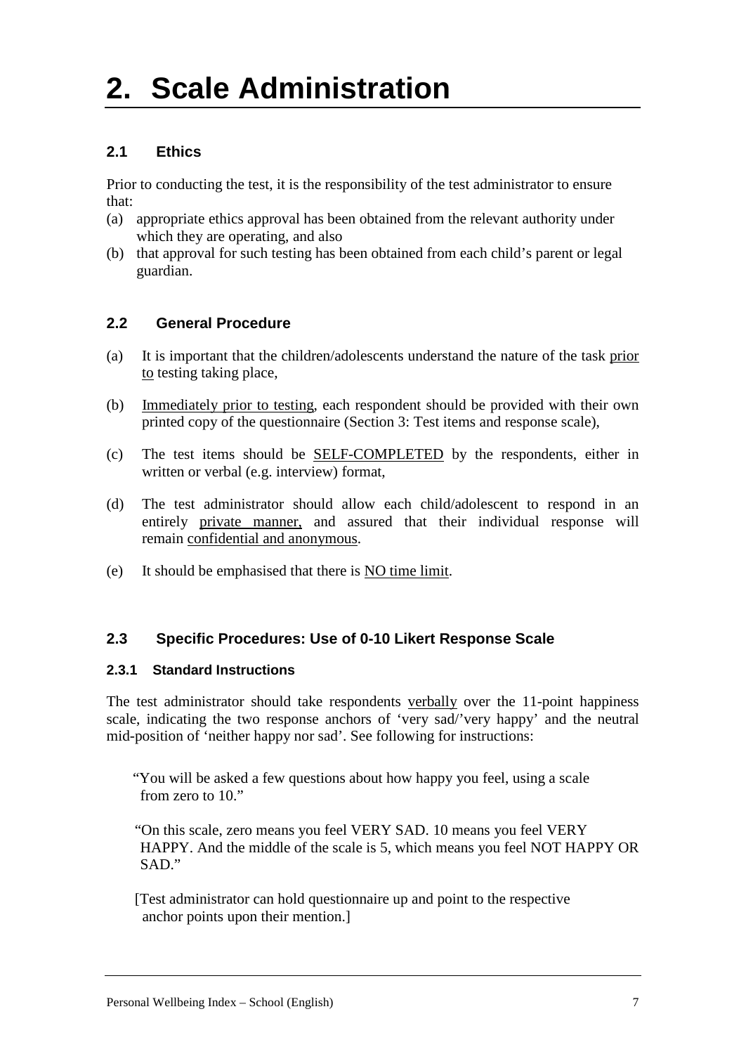# 2. Scale Administration

## 2.1 Ethics

Prior to conducting the test, it is the responsibility of the test administrator to ensure that:

(a) appropriate ethics approval has been obtained from the relevant authority under which they are operating, and also

(b) that approval for such testing has been obtained from each child's parent or legal guardian.

## 2.2 General Procedure

(a) It is important that the children/adolescents understand the nature of the task <u>prior to</u> testing taking place,

(b) <u>Immediately prior to testing</u>, each respondent should be provided with their own printed copy of the questionnaire (Section 3: Test items and response scale),

(c) The test items should be <u>SELF-COMPLETED</u> by the respondents, either in written or verbal (e.g. interview) format,

(d) The test administrator should allow each child/adolescent to respond in an entirely <u>private manner,</u> and assured that their individual response will remain <u>confidential and anonymous</u>.

(e) It should be emphasised that there is <u>NO time limit</u>.

## 2.3 Specific Procedures: Use of 0-10 Likert Response Scale

### 2.3.1 Standard Instructions

The test administrator should take respondents <u>verbally</u> over the 11-point happiness scale, indicating the two response anchors of 'very sad/'very happy' and the neutral mid-position of 'neither happy nor sad'. See following for instructions:

"You will be asked a few questions about how happy you feel, using a scale from zero to 10."

"On this scale, zero means you feel VERY SAD. 10 means you feel VERY HAPPY. And the middle of the scale is 5, which means you feel NOT HAPPY OR SAD."

[Test administrator can hold questionnaire up and point to the respective anchor points upon their mention.]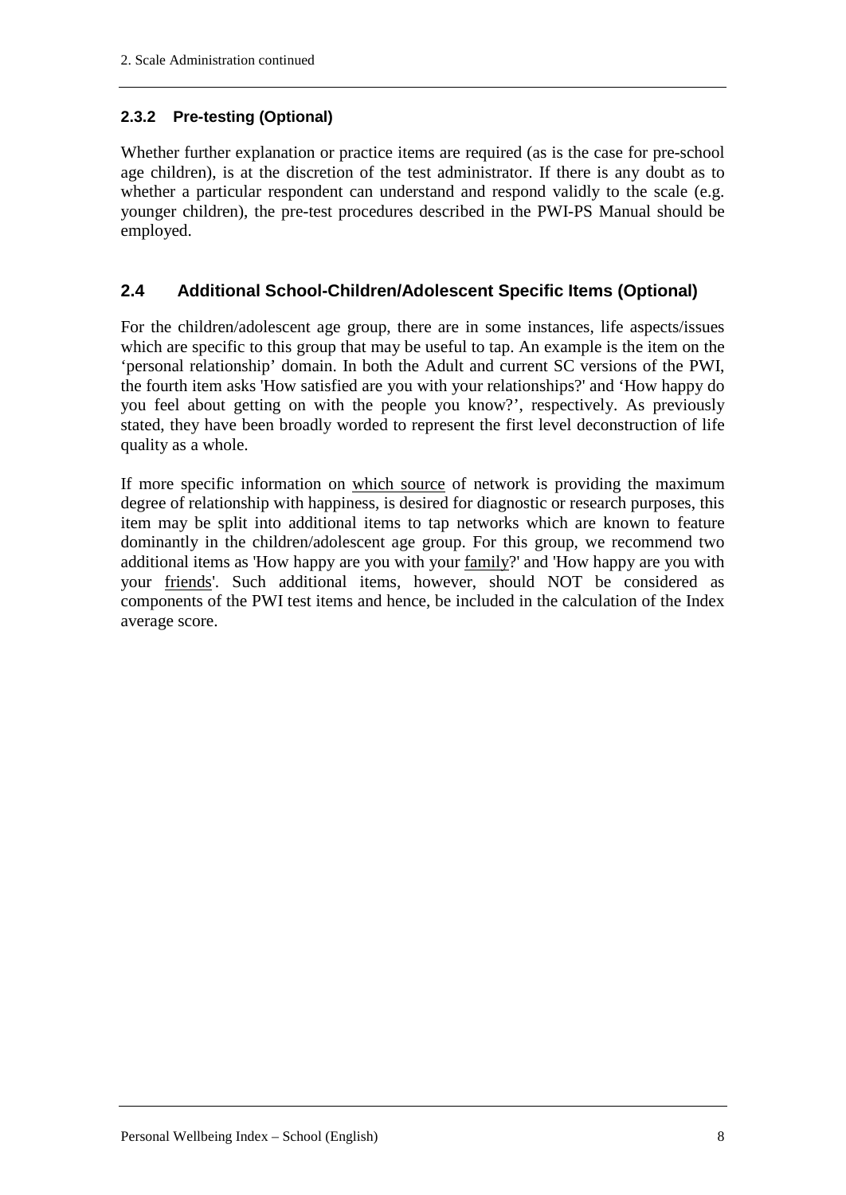### 2.3.2 Pre-testing (Optional)

Whether further explanation or practice items are required (as is the case for pre-school age children), is at the discretion of the test administrator. If there is any doubt as to whether a particular respondent can understand and respond validly to the scale (e.g. younger children), the pre-test procedures described in the PWI-PS Manual should be employed.

## 2.4 Additional School-Children/Adolescent Specific Items (Optional)

For the children/adolescent age group, there are in some instances, life aspects/issues which are specific to this group that may be useful to tap. An example is the item on the 'personal relationship' domain. In both the Adult and current SC versions of the PWI, the fourth item asks 'How satisfied are you with your relationships?' and 'How happy do you feel about getting on with the people you know?', respectively. As previously stated, they have been broadly worded to represent the first level deconstruction of life quality as a whole.

If more specific information on <u>which source</u> of network is providing the maximum degree of relationship with happiness, is desired for diagnostic or research purposes, this item may be split into additional items to tap networks which are known to feature dominantly in the children/adolescent age group. For this group, we recommend two additional items as 'How happy are you with your <u>family</u>?' and 'How happy are you with your <u>friends</u>'. Such additional items, however, should NOT be considered as components of the PWI test items and hence, be included in the calculation of the Index average score.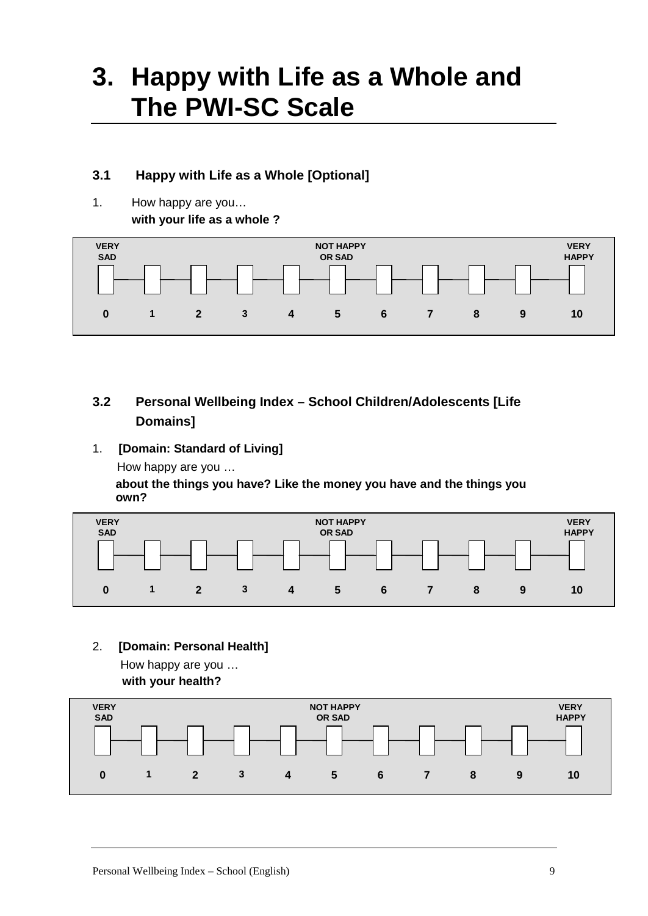# 3. Happy with Life as a Whole and The PWI-SC Scale

### 3.1 Happy with Life as a Whole [Optional]

1. How happy are you…
   **with your life as a whole ?**

| VERY SAD | | | | | NOT HAPPY OR SAD | | | | | VERY HAPPY |
|---|---|---|---|---|---|---|---|---|---|---|
| ☐ | ☐ | ☐ | ☐ | ☐ | ☐ | ☐ | ☐ | ☐ | ☐ | ☐ |
| 0 | 1 | 2 | 3 | 4 | 5 | 6 | 7 | 8 | 9 | 10 |

### 3.2 Personal Wellbeing Index – School Children/Adolescents [Life Domains]

1. **[Domain: Standard of Living]**
   How happy are you …
   **about the things you have? Like the money you have and the things you own?**

| VERY SAD | | | | | NOT HAPPY OR SAD | | | | | VERY HAPPY |
|---|---|---|---|---|---|---|---|---|---|---|
| ☐ | ☐ | ☐ | ☐ | ☐ | ☐ | ☐ | ☐ | ☐ | ☐ | ☐ |
| 0 | 1 | 2 | 3 | 4 | 5 | 6 | 7 | 8 | 9 | 10 |

2. **[Domain: Personal Health]**
   How happy are you …
   **with your health?**

| VERY SAD | | | | | NOT HAPPY OR SAD | | | | | VERY HAPPY |
|---|---|---|---|---|---|---|---|---|---|---|
| ☐ | ☐ | ☐ | ☐ | ☐ | ☐ | ☐ | ☐ | ☐ | ☐ | ☐ |
| 0 | 1 | 2 | 3 | 4 | 5 | 6 | 7 | 8 | 9 | 10 |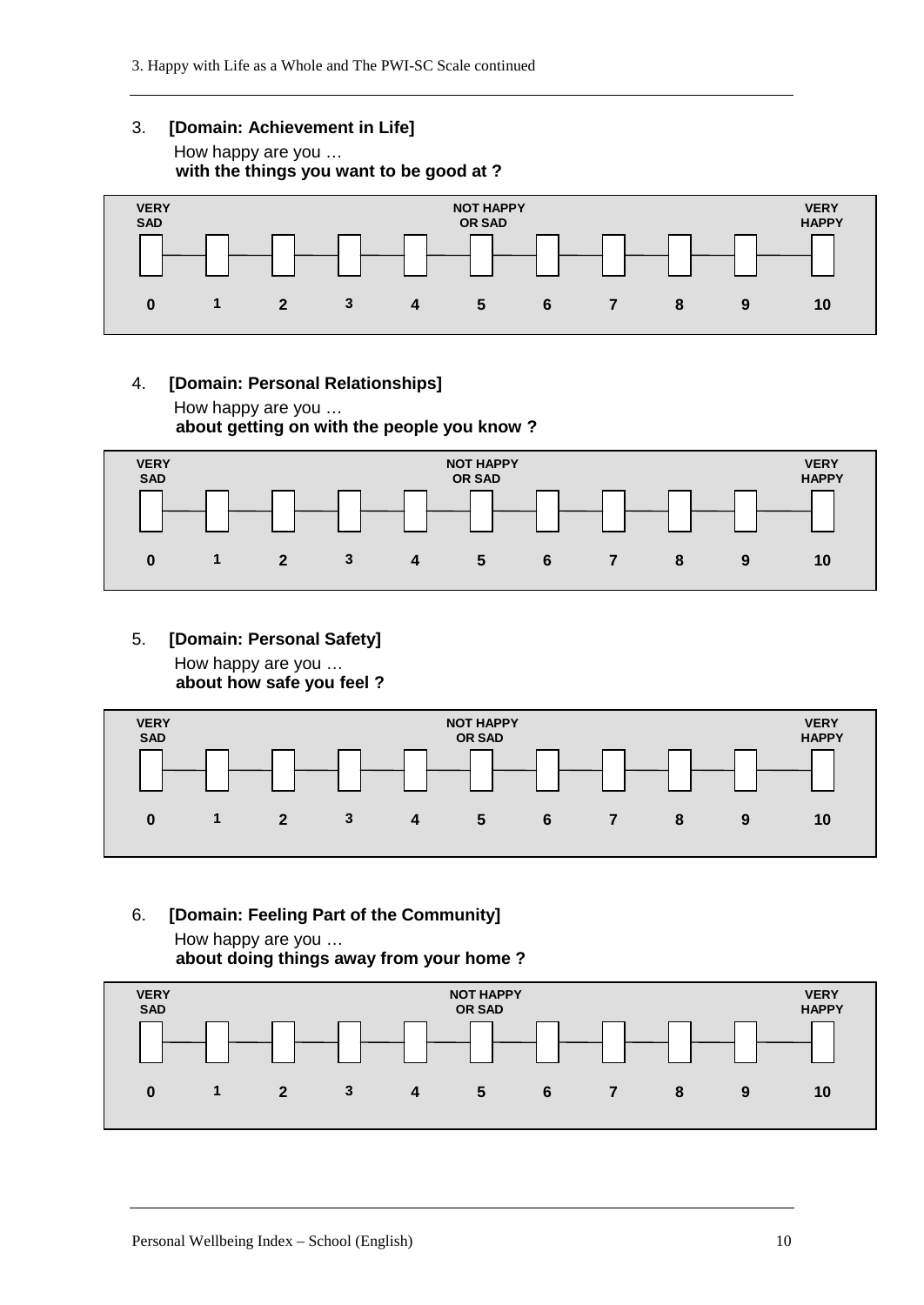3. Happy with Life as a Whole and The PWI-SC Scale continued

3. **[Domain: Achievement in Life]**

How happy are you …
**with the things you want to be good at ?**

| VERY SAD | | | | | NOT HAPPY OR SAD | | | | | VERY HAPPY |
|---|---|---|---|---|---|---|---|---|---|---|
| ☐ | ☐ | ☐ | ☐ | ☐ | ☐ | ☐ | ☐ | ☐ | ☐ | ☐ |
| **0** | **1** | **2** | **3** | **4** | **5** | **6** | **7** | **8** | **9** | **10** |

4. **[Domain: Personal Relationships]**

How happy are you …
**about getting on with the people you know ?**

| VERY SAD | | | | | NOT HAPPY OR SAD | | | | | VERY HAPPY |
|---|---|---|---|---|---|---|---|---|---|---|
| ☐ | ☐ | ☐ | ☐ | ☐ | ☐ | ☐ | ☐ | ☐ | ☐ | ☐ |
| **0** | **1** | **2** | **3** | **4** | **5** | **6** | **7** | **8** | **9** | **10** |

5. **[Domain: Personal Safety]**

How happy are you …
**about how safe you feel ?**

| VERY SAD | | | | | NOT HAPPY OR SAD | | | | | VERY HAPPY |
|---|---|---|---|---|---|---|---|---|---|---|
| ☐ | ☐ | ☐ | ☐ | ☐ | ☐ | ☐ | ☐ | ☐ | ☐ | ☐ |
| **0** | **1** | **2** | **3** | **4** | **5** | **6** | **7** | **8** | **9** | **10** |

6. **[Domain: Feeling Part of the Community]**

How happy are you …
**about doing things away from your home ?**

| VERY SAD | | | | | NOT HAPPY OR SAD | | | | | VERY HAPPY |
|---|---|---|---|---|---|---|---|---|---|---|
| ☐ | ☐ | ☐ | ☐ | ☐ | ☐ | ☐ | ☐ | ☐ | ☐ | ☐ |
| **0** | **1** | **2** | **3** | **4** | **5** | **6** | **7** | **8** | **9** | **10** |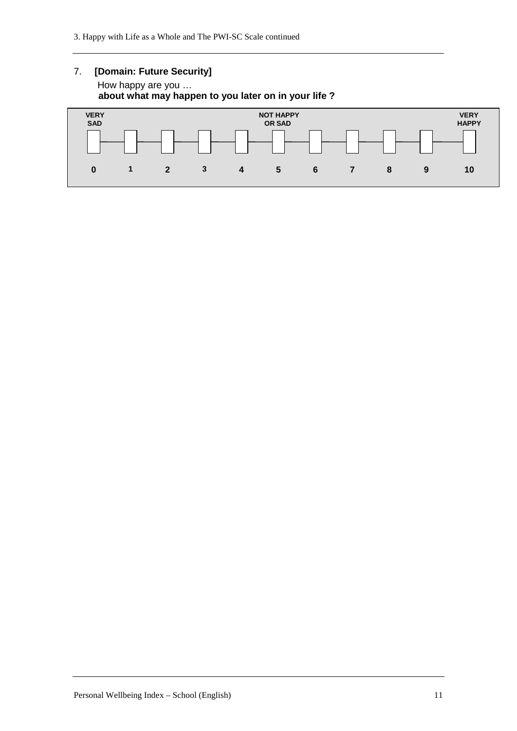7. **[Domain: Future Security]**

How happy are you …
**about what may happen to you later on in your life ?**

| VERY SAD | | | | | NOT HAPPY OR SAD | | | | | VERY HAPPY |
|---|---|---|---|---|---|---|---|---|---|---|
| ☐ | ☐ | ☐ | ☐ | ☐ | ☐ | ☐ | ☐ | ☐ | ☐ | ☐ |
| **0** | **1** | **2** | **3** | **4** | **5** | **6** | **7** | **8** | **9** | **10** |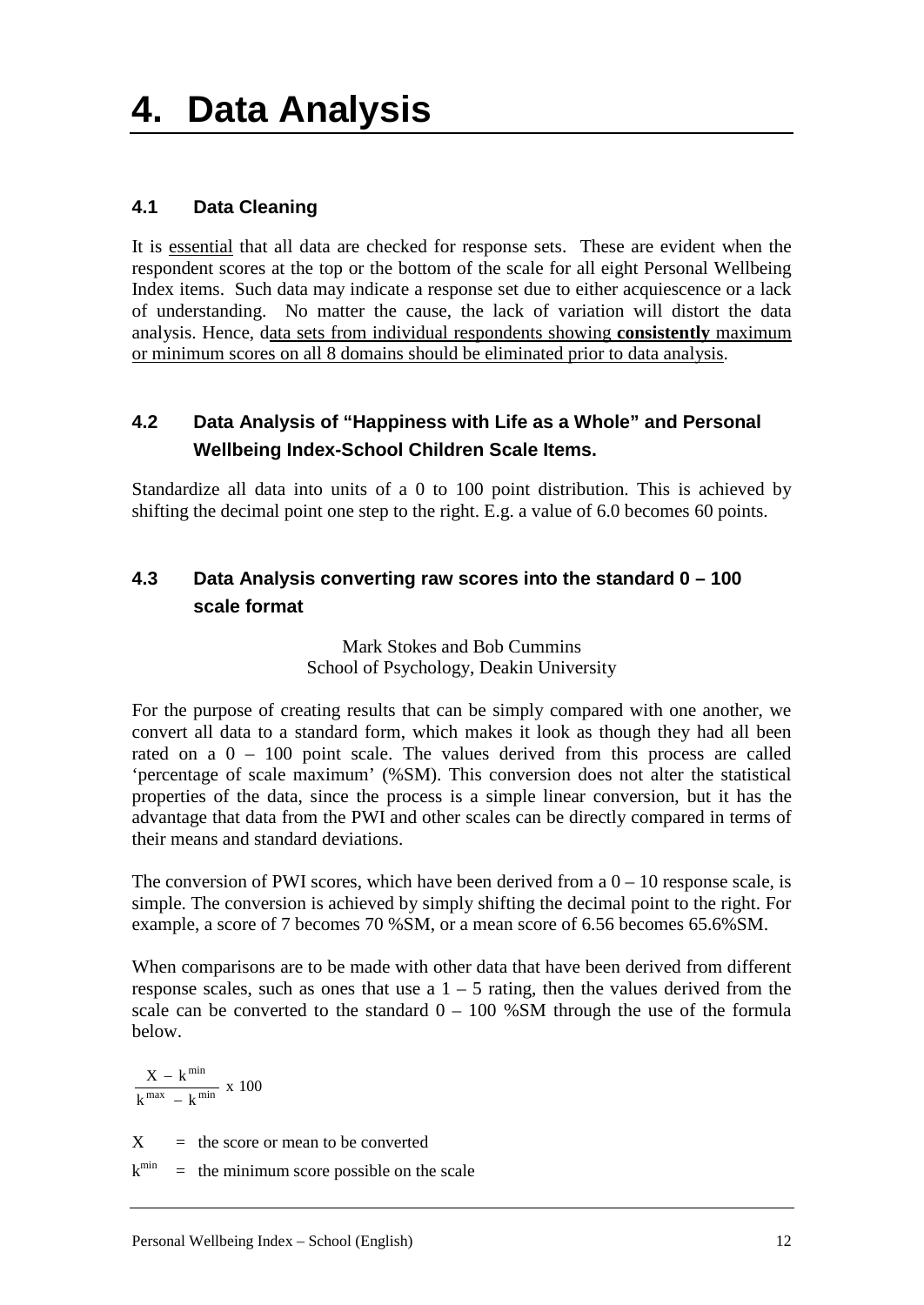# 4. Data Analysis

### 4.1 Data Cleaning

It is essential that all data are checked for response sets. These are evident when the respondent scores at the top or the bottom of the scale for all eight Personal Wellbeing Index items. Such data may indicate a response set due to either acquiescence or a lack of understanding. No matter the cause, the lack of variation will distort the data analysis. Hence, data sets from individual respondents showing **consistently** maximum or minimum scores on all 8 domains should be eliminated prior to data analysis.

### 4.2 Data Analysis of "Happiness with Life as a Whole" and Personal Wellbeing Index-School Children Scale Items.

Standardize all data into units of a 0 to 100 point distribution. This is achieved by shifting the decimal point one step to the right. E.g. a value of 6.0 becomes 60 points.

### 4.3 Data Analysis converting raw scores into the standard 0 – 100 scale format

Mark Stokes and Bob Cummins
School of Psychology, Deakin University

For the purpose of creating results that can be simply compared with one another, we convert all data to a standard form, which makes it look as though they had all been rated on a 0 – 100 point scale. The values derived from this process are called 'percentage of scale maximum' (%SM). This conversion does not alter the statistical properties of the data, since the process is a simple linear conversion, but it has the advantage that data from the PWI and other scales can be directly compared in terms of their means and standard deviations.

The conversion of PWI scores, which have been derived from a 0 – 10 response scale, is simple. The conversion is achieved by simply shifting the decimal point to the right. For example, a score of 7 becomes 70 %SM, or a mean score of 6.56 becomes 65.6%SM.

When comparisons are to be made with other data that have been derived from different response scales, such as ones that use a 1 – 5 rating, then the values derived from the scale can be converted to the standard 0 – 100 %SM through the use of the formula below.

$$\frac{X - k^{min}}{k^{max} - k^{min}} \times 100$$

$X$ = the score or mean to be converted

$k^{min}$ = the minimum score possible on the scale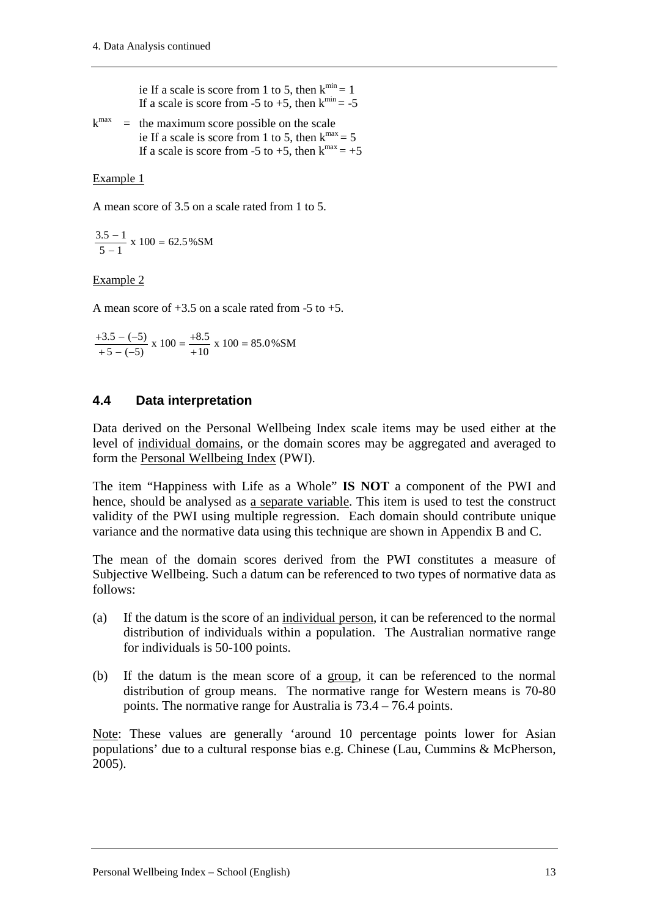ie If a scale is score from 1 to 5, then $k^{min} = 1$
If a scale is score from -5 to +5, then $k^{min} = -5$

$k^{max}$ = the maximum score possible on the scale
ie If a scale is score from 1 to 5, then $k^{max} = 5$
If a scale is score from -5 to +5, then $k^{max} = +5$

Example 1

A mean score of 3.5 on a scale rated from 1 to 5.

$$\frac{3.5 - 1}{5 - 1} \text{ x } 100 = 62.5\%\text{SM}$$

Example 2

A mean score of +3.5 on a scale rated from -5 to +5.

$$\frac{+3.5 - (-5)}{+5 - (-5)} \text{ x } 100 = \frac{+8.5}{+10} \text{ x } 100 = 85.0\%\text{SM}$$

## 4.4 Data interpretation

Data derived on the Personal Wellbeing Index scale items may be used either at the level of individual domains, or the domain scores may be aggregated and averaged to form the Personal Wellbeing Index (PWI).

The item "Happiness with Life as a Whole" **IS NOT** a component of the PWI and hence, should be analysed as a separate variable. This item is used to test the construct validity of the PWI using multiple regression. Each domain should contribute unique variance and the normative data using this technique are shown in Appendix B and C.

The mean of the domain scores derived from the PWI constitutes a measure of Subjective Wellbeing. Such a datum can be referenced to two types of normative data as follows:

(a) If the datum is the score of an individual person, it can be referenced to the normal distribution of individuals within a population. The Australian normative range for individuals is 50-100 points.

(b) If the datum is the mean score of a group, it can be referenced to the normal distribution of group means. The normative range for Western means is 70-80 points. The normative range for Australia is 73.4 – 76.4 points.

Note: These values are generally 'around 10 percentage points lower for Asian populations' due to a cultural response bias e.g. Chinese (Lau, Cummins & McPherson, 2005).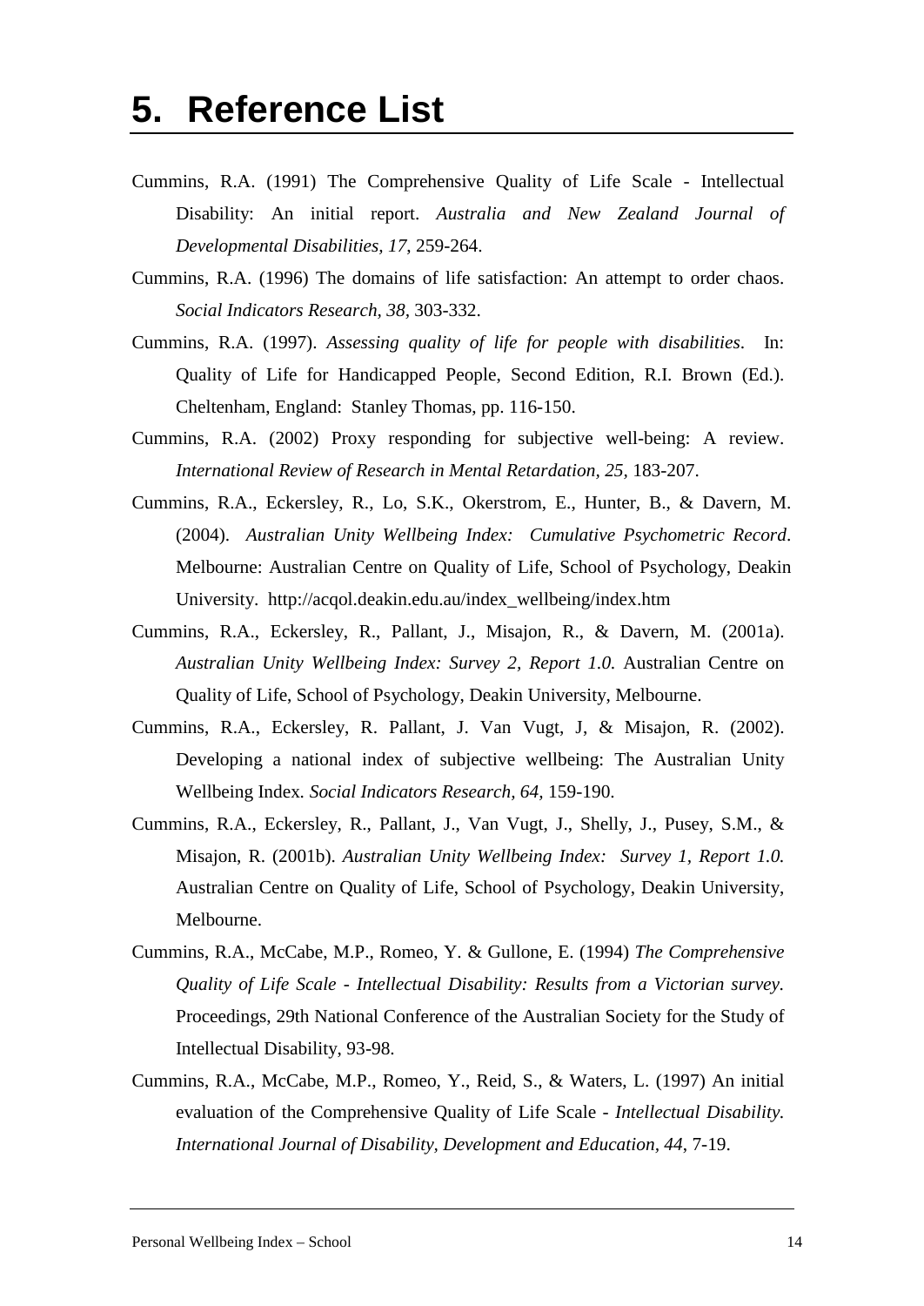# 5. Reference List

Cummins, R.A. (1991) The Comprehensive Quality of Life Scale - Intellectual Disability: An initial report. *Australia and New Zealand Journal of Developmental Disabilities, 17*, 259-264.

Cummins, R.A. (1996) The domains of life satisfaction: An attempt to order chaos. *Social Indicators Research, 38,* 303-332.

Cummins, R.A. (1997). *Assessing quality of life for people with disabilities*. In: Quality of Life for Handicapped People, Second Edition, R.I. Brown (Ed.). Cheltenham, England: Stanley Thomas, pp. 116-150.

Cummins, R.A. (2002) Proxy responding for subjective well-being: A review. *International Review of Research in Mental Retardation, 25,* 183-207.

Cummins, R.A., Eckersley, R., Lo, S.K., Okerstrom, E., Hunter, B., & Davern, M. (2004). *Australian Unity Wellbeing Index: Cumulative Psychometric Record*. Melbourne: Australian Centre on Quality of Life, School of Psychology, Deakin University. http://acqol.deakin.edu.au/index_wellbeing/index.htm

Cummins, R.A., Eckersley, R., Pallant, J., Misajon, R., & Davern, M. (2001a). *Australian Unity Wellbeing Index: Survey 2, Report 1.0.* Australian Centre on Quality of Life, School of Psychology, Deakin University, Melbourne.

Cummins, R.A., Eckersley, R. Pallant, J. Van Vugt, J, & Misajon, R. (2002). Developing a national index of subjective wellbeing: The Australian Unity Wellbeing Index. *Social Indicators Research, 64,* 159-190.

Cummins, R.A., Eckersley, R., Pallant, J., Van Vugt, J., Shelly, J., Pusey, S.M., & Misajon, R. (2001b). *Australian Unity Wellbeing Index: Survey 1, Report 1.0.* Australian Centre on Quality of Life, School of Psychology, Deakin University, Melbourne.

Cummins, R.A., McCabe, M.P., Romeo, Y. & Gullone, E. (1994) *The Comprehensive Quality of Life Scale - Intellectual Disability: Results from a Victorian survey.* Proceedings, 29th National Conference of the Australian Society for the Study of Intellectual Disability, 93-98.

Cummins, R.A., McCabe, M.P., Romeo, Y., Reid, S., & Waters, L. (1997) An initial evaluation of the Comprehensive Quality of Life Scale - *Intellectual Disability. International Journal of Disability, Development and Education, 44*, 7-19.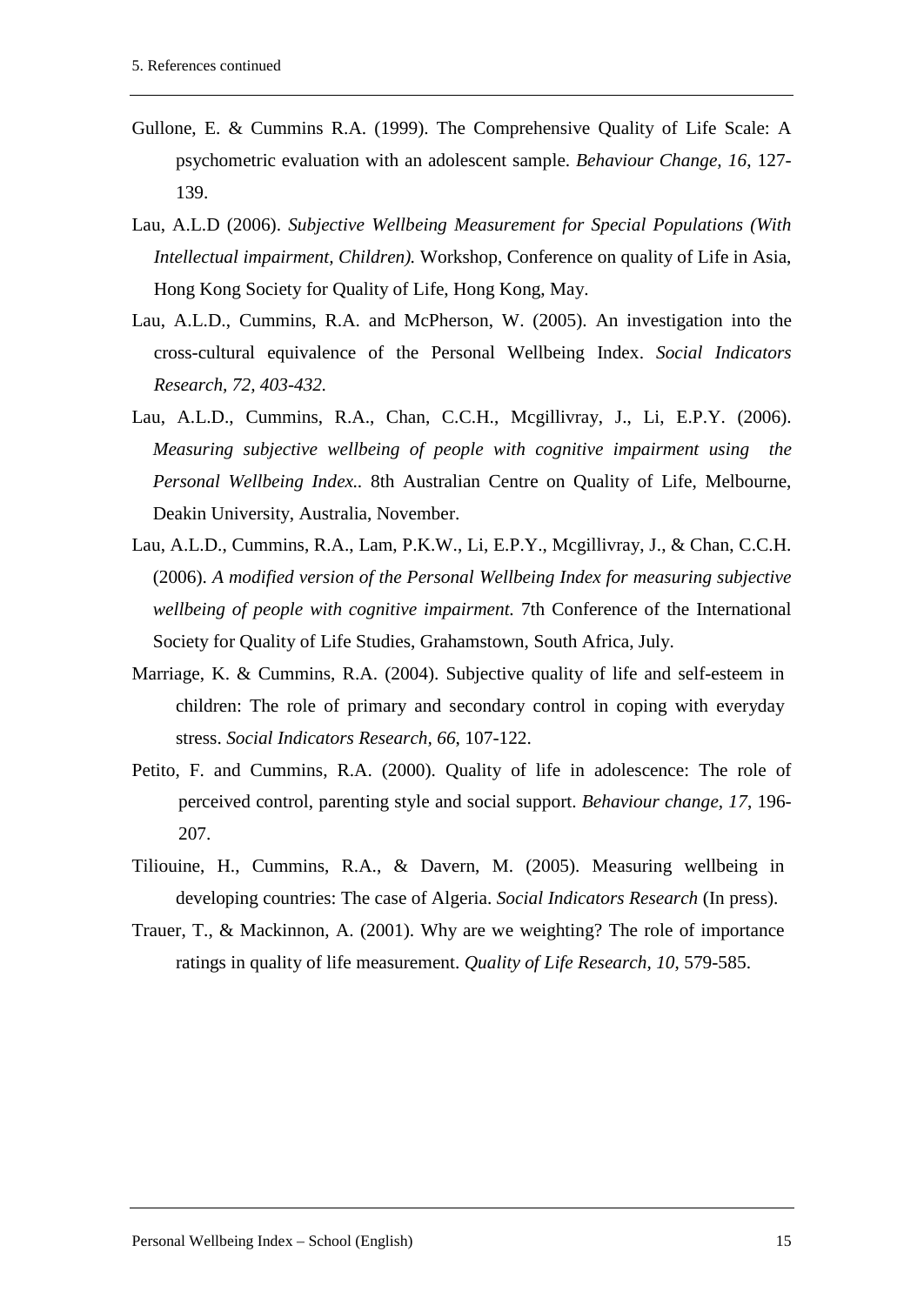Gullone, E. & Cummins R.A. (1999). The Comprehensive Quality of Life Scale: A psychometric evaluation with an adolescent sample. *Behaviour Change, 16*, 127-139.

Lau, A.L.D (2006). *Subjective Wellbeing Measurement for Special Populations (With Intellectual impairment, Children).* Workshop, Conference on quality of Life in Asia, Hong Kong Society for Quality of Life, Hong Kong, May.

Lau, A.L.D., Cummins, R.A. and McPherson, W. (2005). An investigation into the cross-cultural equivalence of the Personal Wellbeing Index. *Social Indicators Research, 72, 403-432.*

Lau, A.L.D., Cummins, R.A., Chan, C.C.H., Mcgillivray, J., Li, E.P.Y. (2006). *Measuring subjective wellbeing of people with cognitive impairment using the Personal Wellbeing Index..* 8th Australian Centre on Quality of Life, Melbourne, Deakin University, Australia, November.

Lau, A.L.D., Cummins, R.A., Lam, P.K.W., Li, E.P.Y., Mcgillivray, J., & Chan, C.C.H. (2006). *A modified version of the Personal Wellbeing Index for measuring subjective wellbeing of people with cognitive impairment.* 7th Conference of the International Society for Quality of Life Studies, Grahamstown, South Africa, July.

Marriage, K. & Cummins, R.A. (2004). Subjective quality of life and self-esteem in children: The role of primary and secondary control in coping with everyday stress. *Social Indicators Research, 66*, 107-122.

Petito, F. and Cummins, R.A. (2000). Quality of life in adolescence: The role of perceived control, parenting style and social support. *Behaviour change, 17*, 196-207.

Tiliouine, H., Cummins, R.A., & Davern, M. (2005). Measuring wellbeing in developing countries: The case of Algeria. *Social Indicators Research* (In press).

Trauer, T., & Mackinnon, A. (2001). Why are we weighting? The role of importance ratings in quality of life measurement. *Quality of Life Research, 10*, 579-585.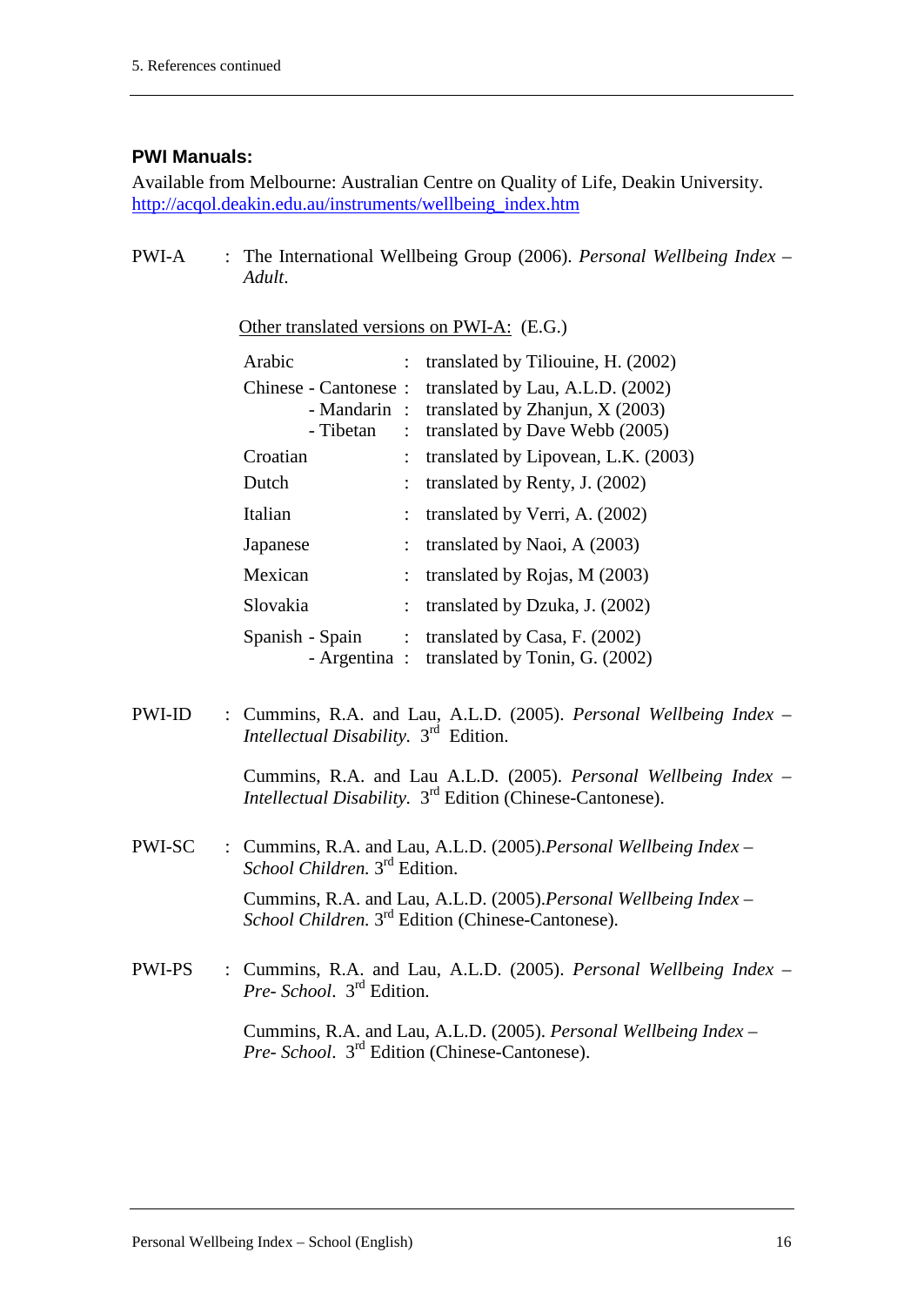5. References continued

### PWI Manuals:

Available from Melbourne: Australian Centre on Quality of Life, Deakin University. http://acqol.deakin.edu.au/instruments/wellbeing_index.htm

PWI-A : The International Wellbeing Group (2006). *Personal Wellbeing Index – Adult*.

Other translated versions on PWI-A: (E.G.)

| | | |
|---|---|---|
| Arabic | : | translated by Tiliouine, H. (2002) |
| Chinese - Cantonese | : | translated by Lau, A.L.D. (2002) |
| - Mandarin | : | translated by Zhanjun, X (2003) |
| - Tibetan | : | translated by Dave Webb (2005) |
| Croatian | : | translated by Lipovean, L.K. (2003) |
| Dutch | : | translated by Renty, J. (2002) |
| Italian | : | translated by Verri, A. (2002) |
| Japanese | : | translated by Naoi, A (2003) |
| Mexican | : | translated by Rojas, M (2003) |
| Slovakia | : | translated by Dzuka, J. (2002) |
| Spanish - Spain | : | translated by Casa, F. (2002) |
| - Argentina | : | translated by Tonin, G. (2002) |

PWI-ID : Cummins, R.A. and Lau, A.L.D. (2005). *Personal Wellbeing Index – Intellectual Disability*. 3rd Edition.

Cummins, R.A. and Lau A.L.D. (2005). *Personal Wellbeing Index – Intellectual Disability*. 3rd Edition (Chinese-Cantonese).

PWI-SC : Cummins, R.A. and Lau, A.L.D. (2005).*Personal Wellbeing Index – School Children*. 3rd Edition.

Cummins, R.A. and Lau, A.L.D. (2005).*Personal Wellbeing Index – School Children*. 3rd Edition (Chinese-Cantonese).

PWI-PS : Cummins, R.A. and Lau, A.L.D. (2005). *Personal Wellbeing Index – Pre- School*. 3rd Edition.

Cummins, R.A. and Lau, A.L.D. (2005). *Personal Wellbeing Index – Pre- School*. 3rd Edition (Chinese-Cantonese).